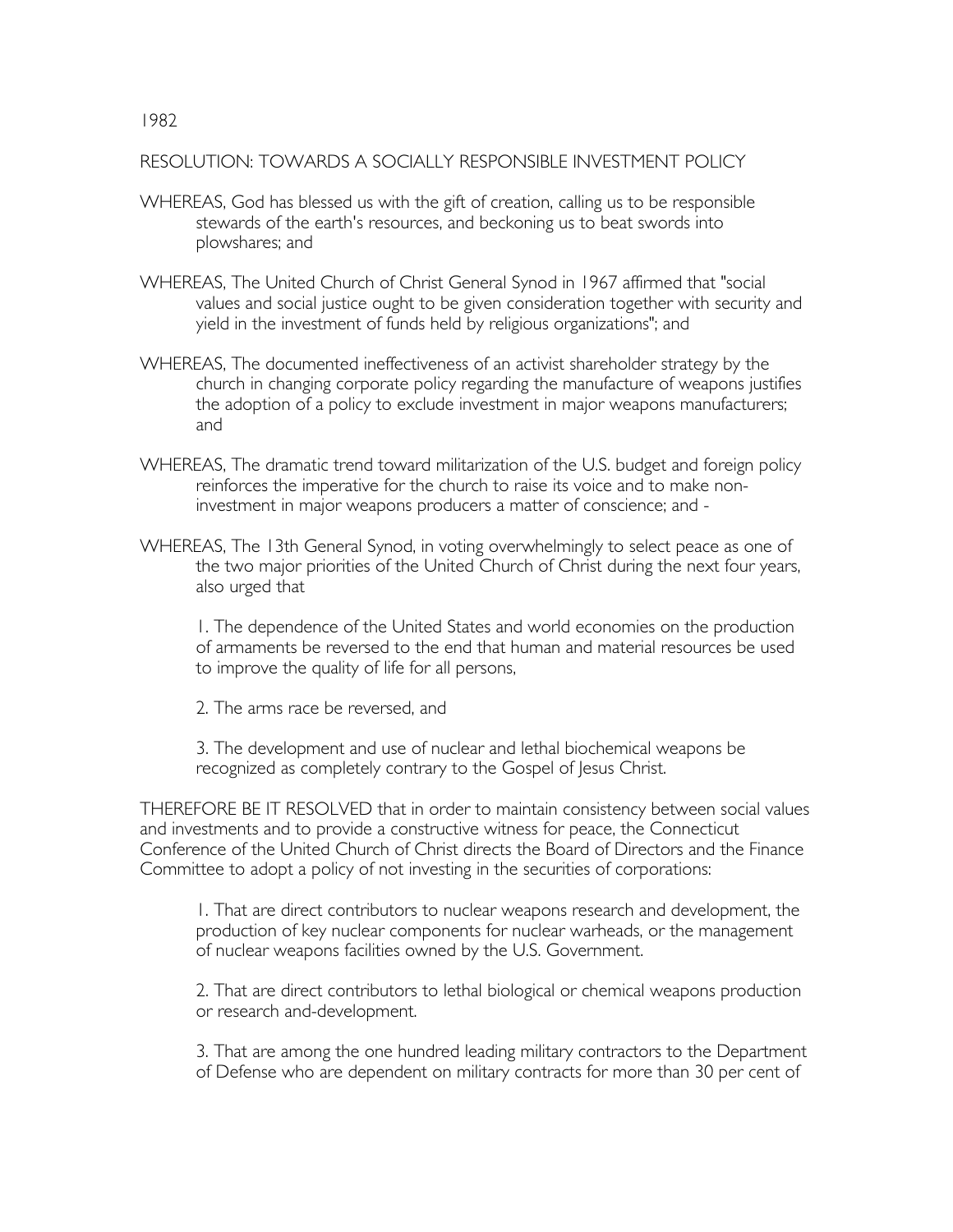1982

## RESOLUTION: TOWARDS A SOCIALLY RESPONSIBLE INVESTMENT POLICY

WHEREAS, God has blessed us with the gift of creation, calling us to be responsible stewards of the earth's resources, and beckoning us to beat swords into plowshares; and

WHEREAS, The United Church of Christ General Synod in 1967 affirmed that "social values and social justice ought to be given consideration together with security and yield in the investment of funds held by religious organizations"; and

WHEREAS, The documented ineffectiveness of an activist shareholder strategy by the church in changing corporate policy regarding the manufacture of weapons justifies the adoption of a policy to exclude investment in major weapons manufacturers; and

WHEREAS, The dramatic trend toward militarization of the U.S. budget and foreign policy reinforces the imperative for the church to raise its voice and to make non-investment in major weapons producers a matter of conscience; and -

WHEREAS, The 13th General Synod, in voting overwhelmingly to select peace as one of the two major priorities of the United Church of Christ during the next four years, also urged that

1. The dependence of the United States and world economies on the production of armaments be reversed to the end that human and material resources be used to improve the quality of life for all persons,

2. The arms race be reversed, and

3. The development and use of nuclear and lethal biochemical weapons be recognized as completely contrary to the Gospel of Jesus Christ.

THEREFORE BE IT RESOLVED that in order to maintain consistency between social values and investments and to provide a constructive witness for peace, the Connecticut Conference of the United Church of Christ directs the Board of Directors and the Finance Committee to adopt a policy of not investing in the securities of corporations:

1. That are direct contributors to nuclear weapons research and development, the production of key nuclear components for nuclear warheads, or the management of nuclear weapons facilities owned by the U.S. Government.

2. That are direct contributors to lethal biological or chemical weapons production or research and-development.

3. That are among the one hundred leading military contractors to the Department of Defense who are dependent on military contracts for more than 30 per cent of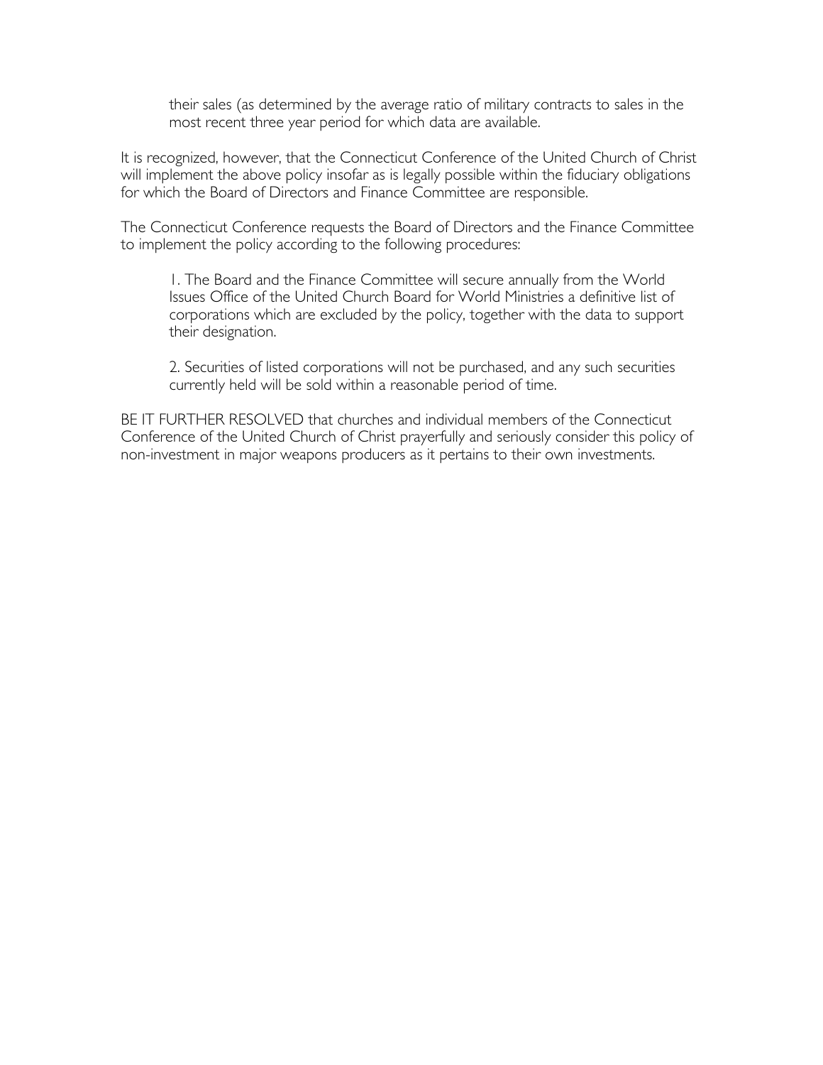their sales (as determined by the average ratio of military contracts to sales in the most recent three year period for which data are available.

It is recognized, however, that the Connecticut Conference of the United Church of Christ will implement the above policy insofar as is legally possible within the fiduciary obligations for which the Board of Directors and Finance Committee are responsible.

The Connecticut Conference requests the Board of Directors and the Finance Committee to implement the policy according to the following procedures:

1. The Board and the Finance Committee will secure annually from the World Issues Office of the United Church Board for World Ministries a definitive list of corporations which are excluded by the policy, together with the data to support their designation.

2. Securities of listed corporations will not be purchased, and any such securities currently held will be sold within a reasonable period of time.

BE IT FURTHER RESOLVED that churches and individual members of the Connecticut Conference of the United Church of Christ prayerfully and seriously consider this policy of non-investment in major weapons producers as it pertains to their own investments.